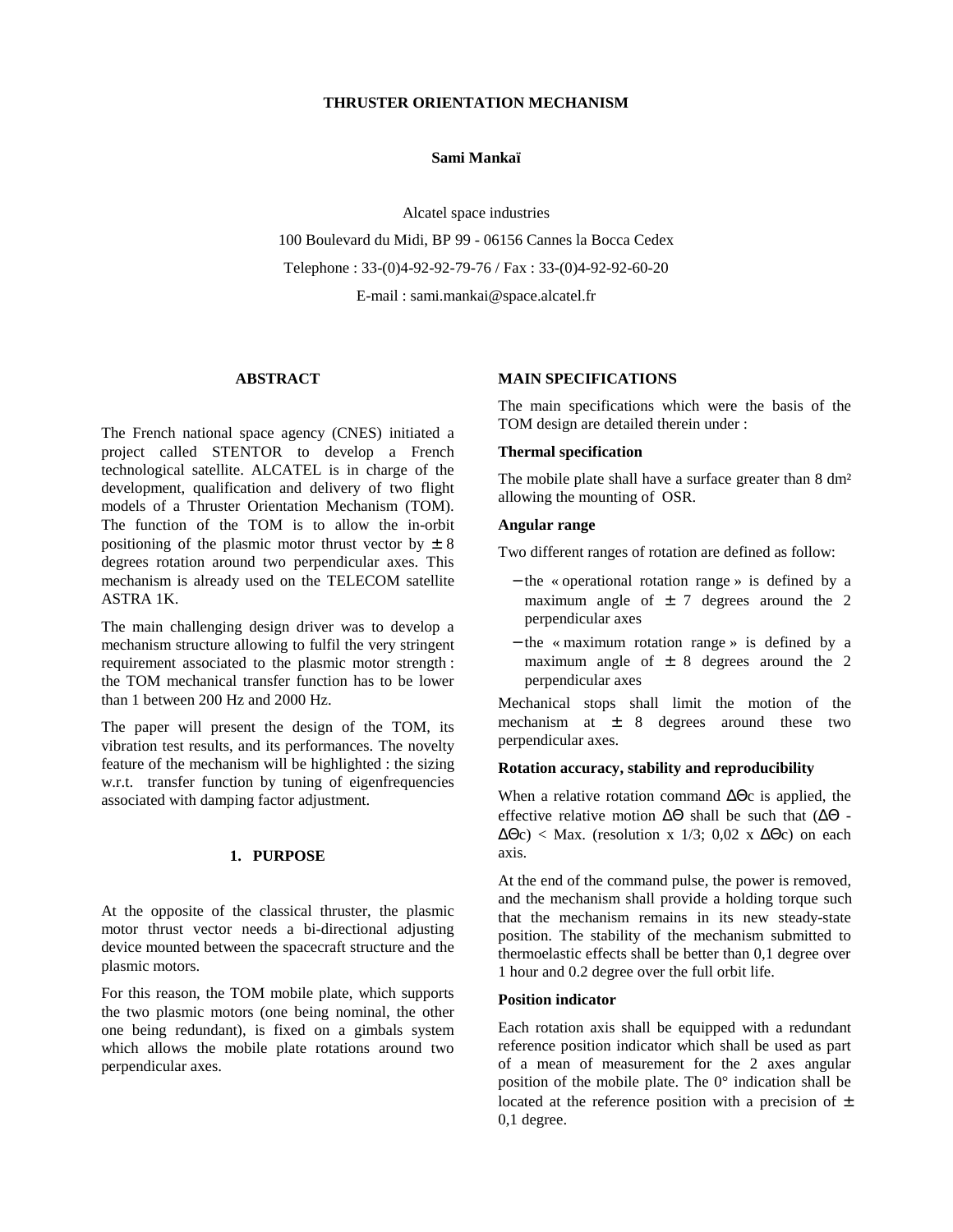# THRUSTER ORIENTATION MECHANISM

**Sami Mankaï**

Alcatel space industries

100 Boulevard du Midi, BP 99 - 06156 Cannes la Bocca Cedex

Telephone : 33-(0)4-92-92-79-76 / Fax : 33-(0)4-92-92-60-20

E-mail : sami.mankai@space.alcatel.fr

## ABSTRACT

The French national space agency (CNES) initiated a project called STENTOR to develop a French technological satellite. ALCATEL is in charge of the development, qualification and delivery of two flight models of a Thruster Orientation Mechanism (TOM). The function of the TOM is to allow the in-orbit positioning of the plasmic motor thrust vector by $\pm 8$ degrees rotation around two perpendicular axes. This mechanism is already used on the TELECOM satellite ASTRA 1K.

The main challenging design driver was to develop a mechanism structure allowing to fulfil the very stringent requirement associated to the plasmic motor strength : the TOM mechanical transfer function has to be lower than 1 between 200 Hz and 2000 Hz.

The paper will present the design of the TOM, its vibration test results, and its performances. The novelty feature of the mechanism will be highlighted : the sizing w.r.t. transfer function by tuning of eigenfrequencies associated with damping factor adjustment.

## 1. PURPOSE

At the opposite of the classical thruster, the plasmic motor thrust vector needs a bi-directional adjusting device mounted between the spacecraft structure and the plasmic motors.

For this reason, the TOM mobile plate, which supports the two plasmic motors (one being nominal, the other one being redundant), is fixed on a gimbals system which allows the mobile plate rotations around two perpendicular axes.

## MAIN SPECIFICATIONS

The main specifications which were the basis of the TOM design are detailed therein under :

**Thermal specification**

The mobile plate shall have a surface greater than 8 dm² allowing the mounting of OSR.

**Angular range**

Two different ranges of rotation are defined as follow:

- the « operational rotation range » is defined by a maximum angle of $\pm 7$ degrees around the 2 perpendicular axes
- the « maximum rotation range » is defined by a maximum angle of $\pm 8$ degrees around the 2 perpendicular axes

Mechanical stops shall limit the motion of the mechanism at $\pm 8$ degrees around these two perpendicular axes.

**Rotation accuracy, stability and reproducibility**

When a relative rotation command $\Delta\Theta c$ is applied, the effective relative motion $\Delta\Theta$ shall be such that ($\Delta\Theta$ - $\Delta\Theta c$) < Max. (resolution x 1/3; 0,02 x $\Delta\Theta c$) on each axis.

At the end of the command pulse, the power is removed, and the mechanism shall provide a holding torque such that the mechanism remains in its new steady-state position. The stability of the mechanism submitted to thermoelastic effects shall be better than 0,1 degree over 1 hour and 0.2 degree over the full orbit life.

**Position indicator**

Each rotation axis shall be equipped with a redundant reference position indicator which shall be used as part of a mean of measurement for the 2 axes angular position of the mobile plate. The 0° indication shall be located at the reference position with a precision of $\pm$ 0,1 degree.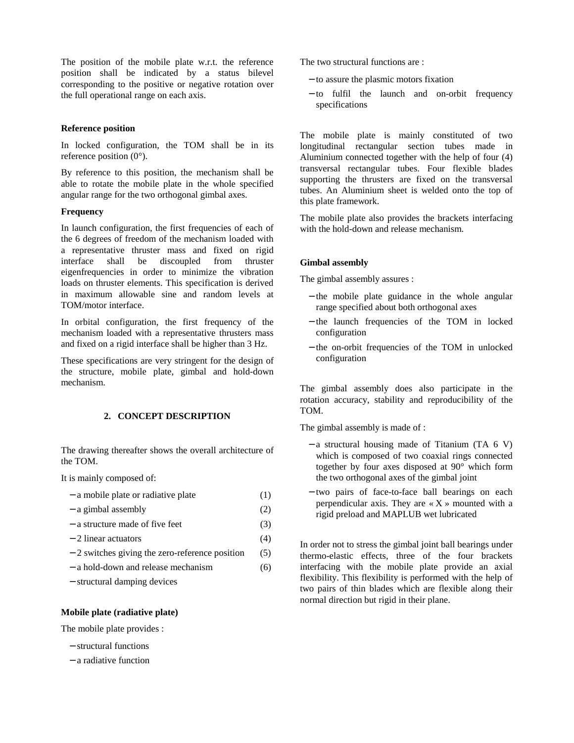The position of the mobile plate w.r.t. the reference position shall be indicated by a status bilevel corresponding to the positive or negative rotation over the full operational range on each axis.

**Reference position**

In locked configuration, the TOM shall be in its reference position (0°).

By reference to this position, the mechanism shall be able to rotate the mobile plate in the whole specified angular range for the two orthogonal gimbal axes.

**Frequency**

In launch configuration, the first frequencies of each of the 6 degrees of freedom of the mechanism loaded with a representative thruster mass and fixed on rigid interface shall be discoupled from thruster eigenfrequencies in order to minimize the vibration loads on thruster elements. This specification is derived in maximum allowable sine and random levels at TOM/motor interface.

In orbital configuration, the first frequency of the mechanism loaded with a representative thrusters mass and fixed on a rigid interface shall be higher than 3 Hz.

These specifications are very stringent for the design of the structure, mobile plate, gimbal and hold-down mechanism.

## 2. CONCEPT DESCRIPTION

The drawing thereafter shows the overall architecture of the TOM.

It is mainly composed of:

- a mobile plate or radiative plate (1)
- a gimbal assembly (2)
- a structure made of five feet (3)
- 2 linear actuators (4)
- 2 switches giving the zero-reference position (5)
- a hold-down and release mechanism (6)
- structural damping devices

**Mobile plate (radiative plate)**

The mobile plate provides :

- structural functions
- a radiative function

The two structural functions are :

- to assure the plasmic motors fixation
- to fulfil the launch and on-orbit frequency specifications

The mobile plate is mainly constituted of two longitudinal rectangular section tubes made in Aluminium connected together with the help of four (4) transversal rectangular tubes. Four flexible blades supporting the thrusters are fixed on the transversal tubes. An Aluminium sheet is welded onto the top of this plate framework.

The mobile plate also provides the brackets interfacing with the hold-down and release mechanism.

**Gimbal assembly**

The gimbal assembly assures :

- the mobile plate guidance in the whole angular range specified about both orthogonal axes
- the launch frequencies of the TOM in locked configuration
- the on-orbit frequencies of the TOM in unlocked configuration

The gimbal assembly does also participate in the rotation accuracy, stability and reproducibility of the TOM.

The gimbal assembly is made of :

- a structural housing made of Titanium (TA 6 V) which is composed of two coaxial rings connected together by four axes disposed at 90° which form the two orthogonal axes of the gimbal joint
- two pairs of face-to-face ball bearings on each perpendicular axis. They are « X » mounted with a rigid preload and MAPLUB wet lubricated

In order not to stress the gimbal joint ball bearings under thermo-elastic effects, three of the four brackets interfacing with the mobile plate provide an axial flexibility. This flexibility is performed with the help of two pairs of thin blades which are flexible along their normal direction but rigid in their plane.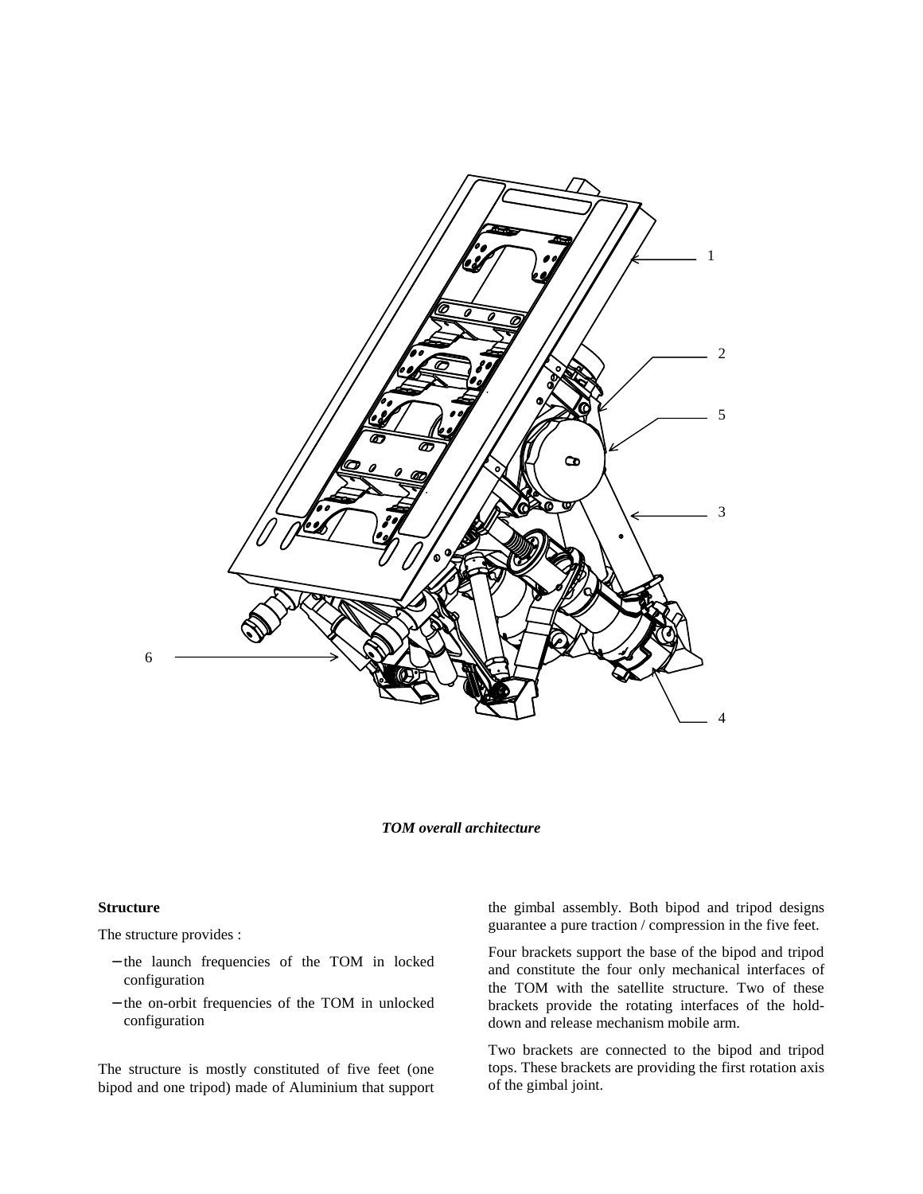*TOM overall architecture*

**Structure**

The structure provides :

- the launch frequencies of the TOM in locked configuration
- the on-orbit frequencies of the TOM in unlocked configuration

The structure is mostly constituted of five feet (one bipod and one tripod) made of Aluminium that support the gimbal assembly. Both bipod and tripod designs guarantee a pure traction / compression in the five feet.

Four brackets support the base of the bipod and tripod and constitute the four only mechanical interfaces of the TOM with the satellite structure. Two of these brackets provide the rotating interfaces of the hold-down and release mechanism mobile arm.

Two brackets are connected to the bipod and tripod tops. These brackets are providing the first rotation axis of the gimbal joint.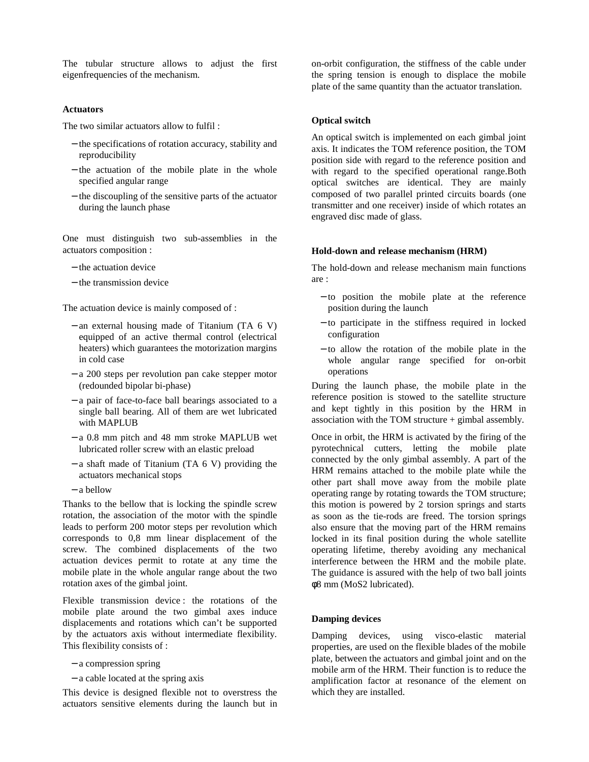The tubular structure allows to adjust the first eigenfrequencies of the mechanism.

**Actuators**

The two similar actuators allow to fulfil :

- the specifications of rotation accuracy, stability and reproducibility
- the actuation of the mobile plate in the whole specified angular range
- the discoupling of the sensitive parts of the actuator during the launch phase

One must distinguish two sub-assemblies in the actuators composition :

- the actuation device
- the transmission device

The actuation device is mainly composed of :

- an external housing made of Titanium (TA 6 V) equipped of an active thermal control (electrical heaters) which guarantees the motorization margins in cold case
- a 200 steps per revolution pan cake stepper motor (redounded bipolar bi-phase)
- a pair of face-to-face ball bearings associated to a single ball bearing. All of them are wet lubricated with MAPLUB
- a 0.8 mm pitch and 48 mm stroke MAPLUB wet lubricated roller screw with an elastic preload
- a shaft made of Titanium (TA 6 V) providing the actuators mechanical stops
- a bellow

Thanks to the bellow that is locking the spindle screw rotation, the association of the motor with the spindle leads to perform 200 motor steps per revolution which corresponds to 0,8 mm linear displacement of the screw. The combined displacements of the two actuation devices permit to rotate at any time the mobile plate in the whole angular range about the two rotation axes of the gimbal joint.

Flexible transmission device : the rotations of the mobile plate around the two gimbal axes induce displacements and rotations which can't be supported by the actuators axis without intermediate flexibility. This flexibility consists of :

- a compression spring
- a cable located at the spring axis

This device is designed flexible not to overstress the actuators sensitive elements during the launch but in on-orbit configuration, the stiffness of the cable under the spring tension is enough to displace the mobile plate of the same quantity than the actuator translation.

**Optical switch**

An optical switch is implemented on each gimbal joint axis. It indicates the TOM reference position, the TOM position side with regard to the reference position and with regard to the specified operational range.Both optical switches are identical. They are mainly composed of two parallel printed circuits boards (one transmitter and one receiver) inside of which rotates an engraved disc made of glass.

**Hold-down and release mechanism (HRM)**

The hold-down and release mechanism main functions are :

- to position the mobile plate at the reference position during the launch
- to participate in the stiffness required in locked configuration
- to allow the rotation of the mobile plate in the whole angular range specified for on-orbit operations

During the launch phase, the mobile plate in the reference position is stowed to the satellite structure and kept tightly in this position by the HRM in association with the TOM structure + gimbal assembly.

Once in orbit, the HRM is activated by the firing of the pyrotechnical cutters, letting the mobile plate connected by the only gimbal assembly. A part of the HRM remains attached to the mobile plate while the other part shall move away from the mobile plate operating range by rotating towards the TOM structure; this motion is powered by 2 torsion springs and starts as soon as the tie-rods are freed. The torsion springs also ensure that the moving part of the HRM remains locked in its final position during the whole satellite operating lifetime, thereby avoiding any mechanical interference between the HRM and the mobile plate. The guidance is assured with the help of two ball joints φ8 mm ($MoS_2$ lubricated).

**Damping devices**

Damping devices, using visco-elastic material properties, are used on the flexible blades of the mobile plate, between the actuators and gimbal joint and on the mobile arm of the HRM. Their function is to reduce the amplification factor at resonance of the element on which they are installed.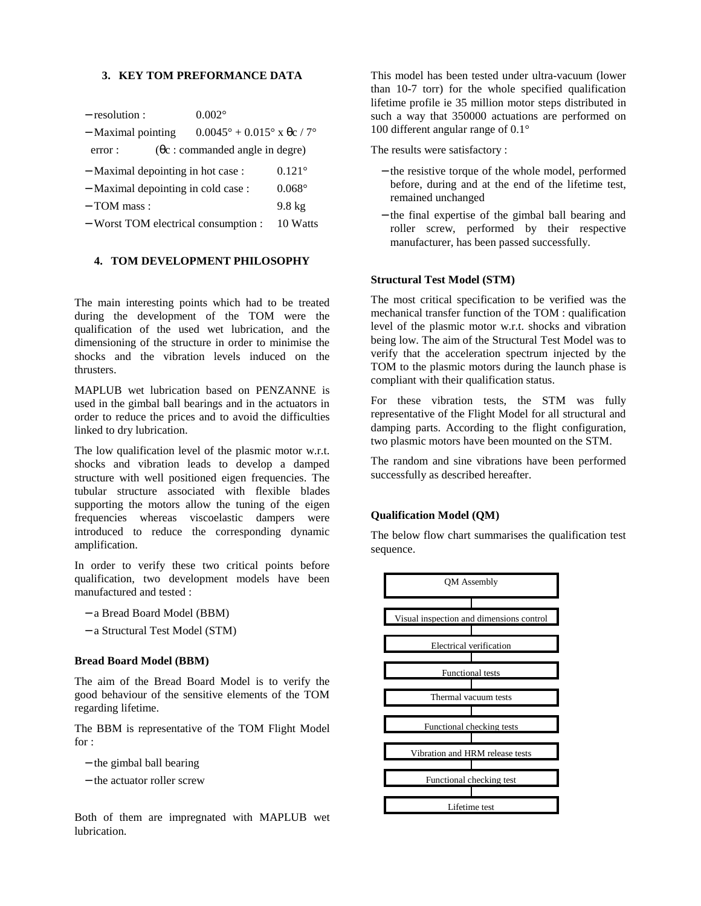## 3. KEY TOM PREFORMANCE DATA

- resolution : 0.002°
- Maximal pointing error : $0.0045° + 0.015° \times \theta c / 7°$ ($\theta c$ : commanded angle in degre)
- Maximal depointing in hot case : 0.121°
- Maximal depointing in cold case : 0.068°
- TOM mass : 9.8 kg
- Worst TOM electrical consumption : 10 Watts

## 4. TOM DEVELOPMENT PHILOSOPHY

The main interesting points which had to be treated during the development of the TOM were the qualification of the used wet lubrication, and the dimensioning of the structure in order to minimise the shocks and the vibration levels induced on the thrusters.

MAPLUB wet lubrication based on PENZANNE is used in the gimbal ball bearings and in the actuators in order to reduce the prices and to avoid the difficulties linked to dry lubrication.

The low qualification level of the plasmic motor w.r.t. shocks and vibration leads to develop a damped structure with well positioned eigen frequencies. The tubular structure associated with flexible blades supporting the motors allow the tuning of the eigen frequencies whereas viscoelastic dampers were introduced to reduce the corresponding dynamic amplification.

In order to verify these two critical points before qualification, two development models have been manufactured and tested :

- a Bread Board Model (BBM)
- a Structural Test Model (STM)

**Bread Board Model (BBM)**

The aim of the Bread Board Model is to verify the good behaviour of the sensitive elements of the TOM regarding lifetime.

The BBM is representative of the TOM Flight Model for :

- the gimbal ball bearing
- the actuator roller screw

Both of them are impregnated with MAPLUB wet lubrication.

This model has been tested under ultra-vacuum (lower than 10-7 torr) for the whole specified qualification lifetime profile ie 35 million motor steps distributed in such a way that 350000 actuations are performed on 100 different angular range of 0.1°

The results were satisfactory :

- the resistive torque of the whole model, performed before, during and at the end of the lifetime test, remained unchanged
- the final expertise of the gimbal ball bearing and roller screw, performed by their respective manufacturer, has been passed successfully.

**Structural Test Model (STM)**

The most critical specification to be verified was the mechanical transfer function of the TOM : qualification level of the plasmic motor w.r.t. shocks and vibration being low. The aim of the Structural Test Model was to verify that the acceleration spectrum injected by the TOM to the plasmic motors during the launch phase is compliant with their qualification status.

For these vibration tests, the STM was fully representative of the Flight Model for all structural and damping parts. According to the flight configuration, two plasmic motors have been mounted on the STM.

The random and sine vibrations have been performed successfully as described hereafter.

**Qualification Model (QM)**

The below flow chart summarises the qualification test sequence.

QM Assembly
→ Visual inspection and dimensions control
→ Electrical verification
→ Functional tests
→ Thermal vacuum tests
→ Functional checking tests
→ Vibration and HRM release tests
→ Functional checking test
→ Lifetime test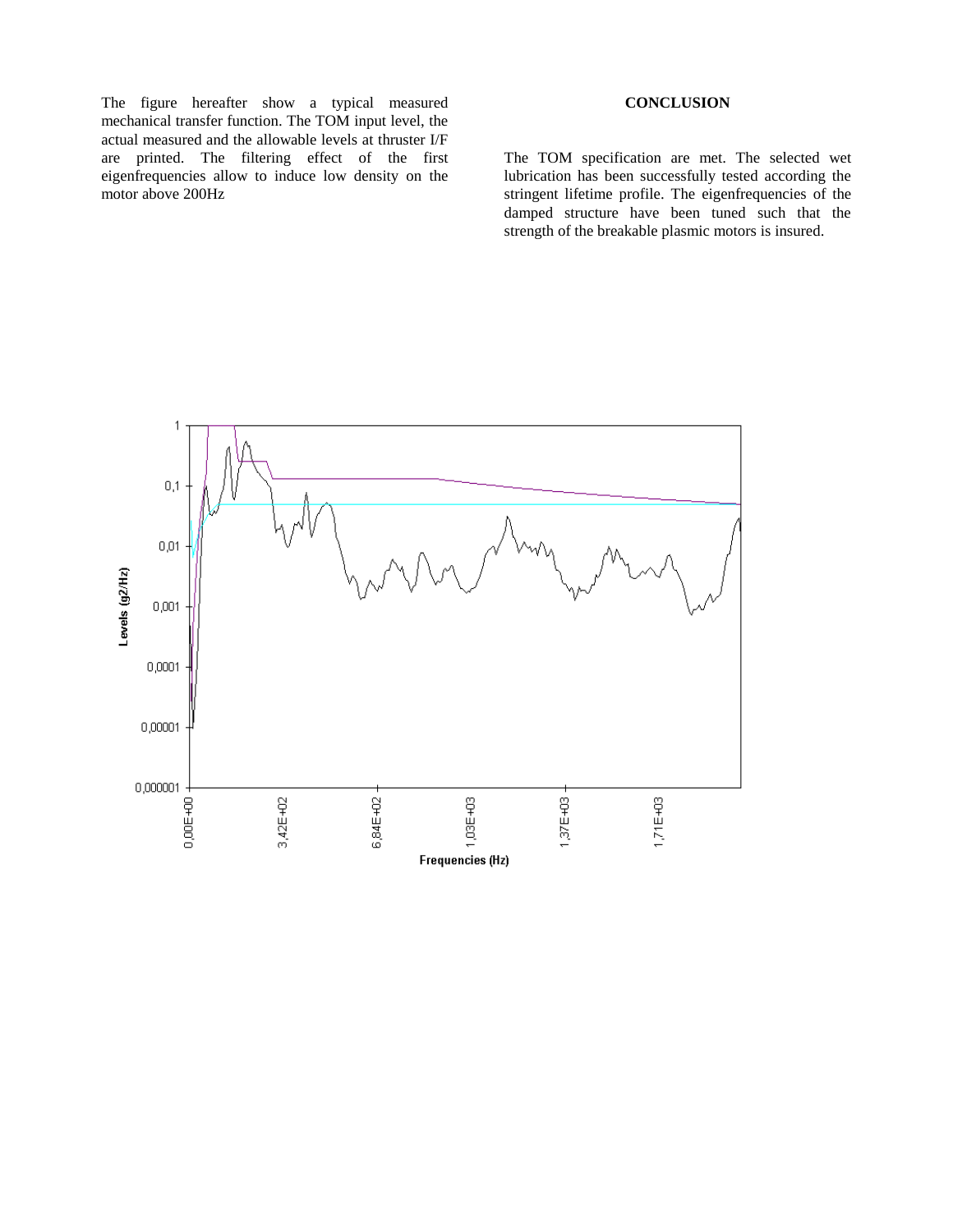The figure hereafter show a typical measured mechanical transfer function. The TOM input level, the actual measured and the allowable levels at thruster I/F are printed. The filtering effect of the first eigenfrequencies allow to induce low density on the motor above 200Hz

## CONCLUSION

The TOM specification are met. The selected wet lubrication has been successfully tested according the stringent lifetime profile. The eigenfrequencies of the damped structure have been tuned such that the strength of the breakable plasmic motors is insured.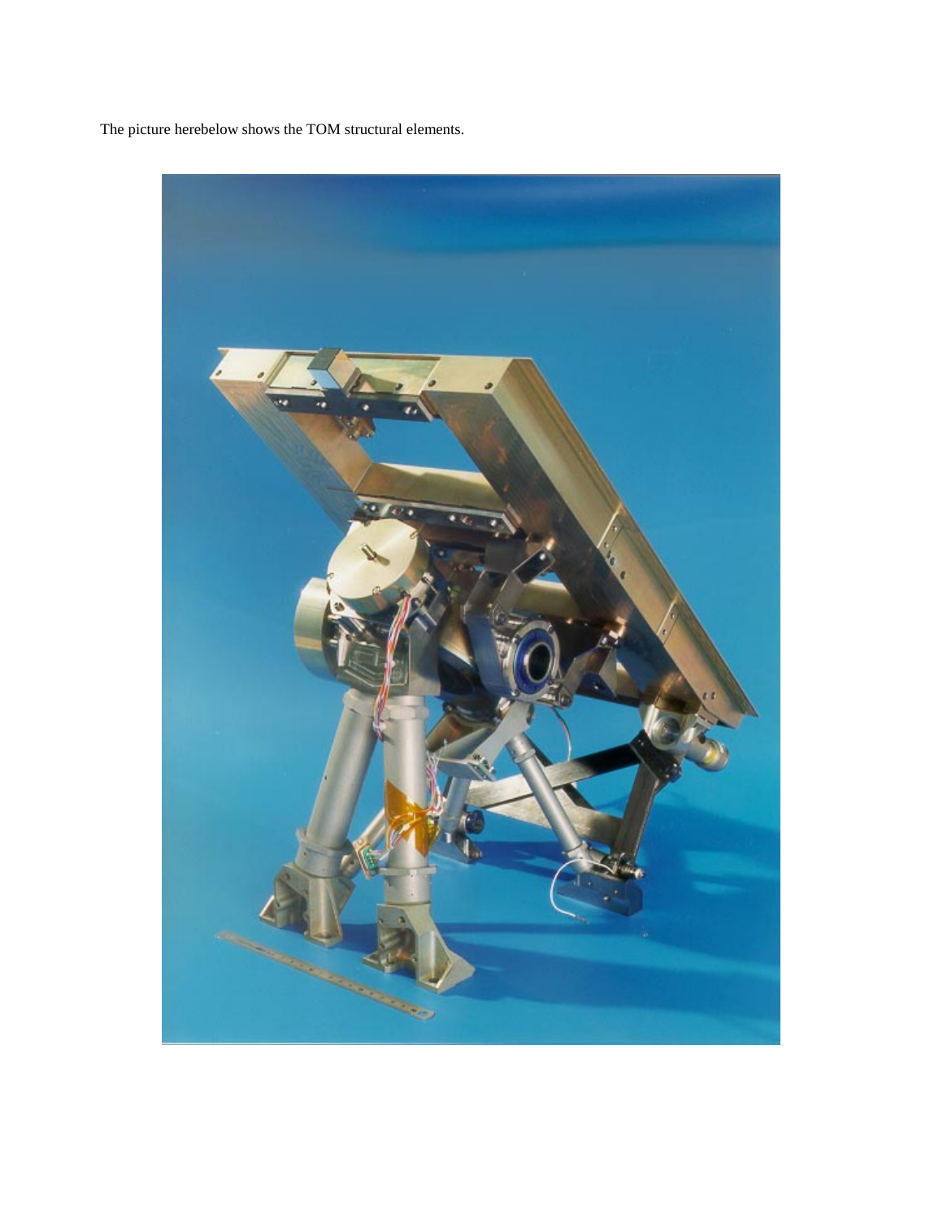The picture herebelow shows the TOM structural elements.